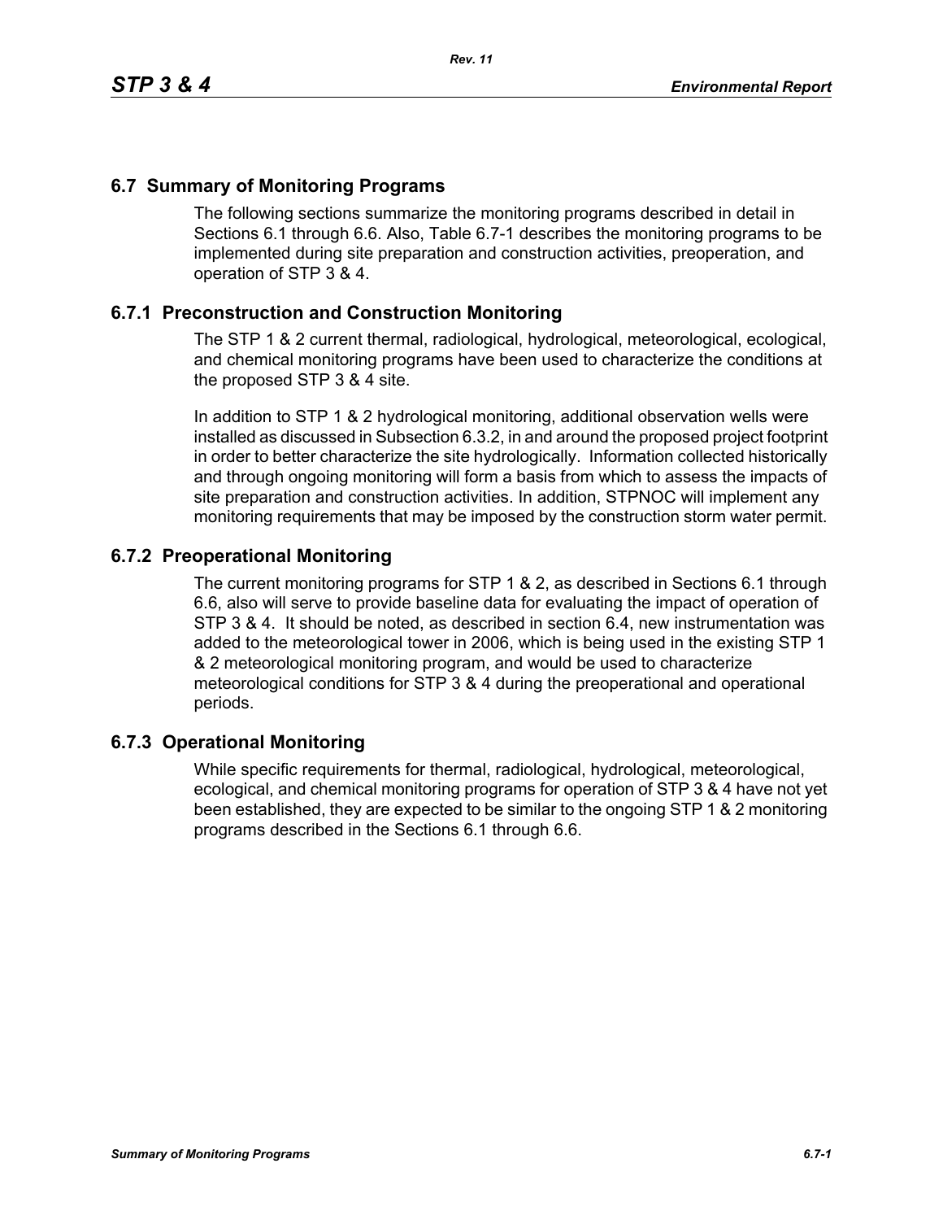## 6.7 Summary of Monitoring Programs

The following sections summarize the monitoring programs described in detail in Sections 6.1 through 6.6. Also, Table 6.7-1 describes the monitoring programs to be implemented during site preparation and construction activities, preoperation, and operation of STP 3 & 4.

### 6.7.1 Preconstruction and Construction Monitoring

The STP 1 & 2 current thermal, radiological, hydrological, meteorological, ecological, and chemical monitoring programs have been used to characterize the conditions at the proposed STP 3 & 4 site.

In addition to STP 1 & 2 hydrological monitoring, additional observation wells were installed as discussed in Subsection 6.3.2, in and around the proposed project footprint in order to better characterize the site hydrologically. Information collected historically and through ongoing monitoring will form a basis from which to assess the impacts of site preparation and construction activities. In addition, STPNOC will implement any monitoring requirements that may be imposed by the construction storm water permit.

### 6.7.2 Preoperational Monitoring

The current monitoring programs for STP 1 & 2, as described in Sections 6.1 through 6.6, also will serve to provide baseline data for evaluating the impact of operation of STP 3 & 4. It should be noted, as described in section 6.4, new instrumentation was added to the meteorological tower in 2006, which is being used in the existing STP 1 & 2 meteorological monitoring program, and would be used to characterize meteorological conditions for STP 3 & 4 during the preoperational and operational periods.

### 6.7.3 Operational Monitoring

While specific requirements for thermal, radiological, hydrological, meteorological, ecological, and chemical monitoring programs for operation of STP 3 & 4 have not yet been established, they are expected to be similar to the ongoing STP 1 & 2 monitoring programs described in the Sections 6.1 through 6.6.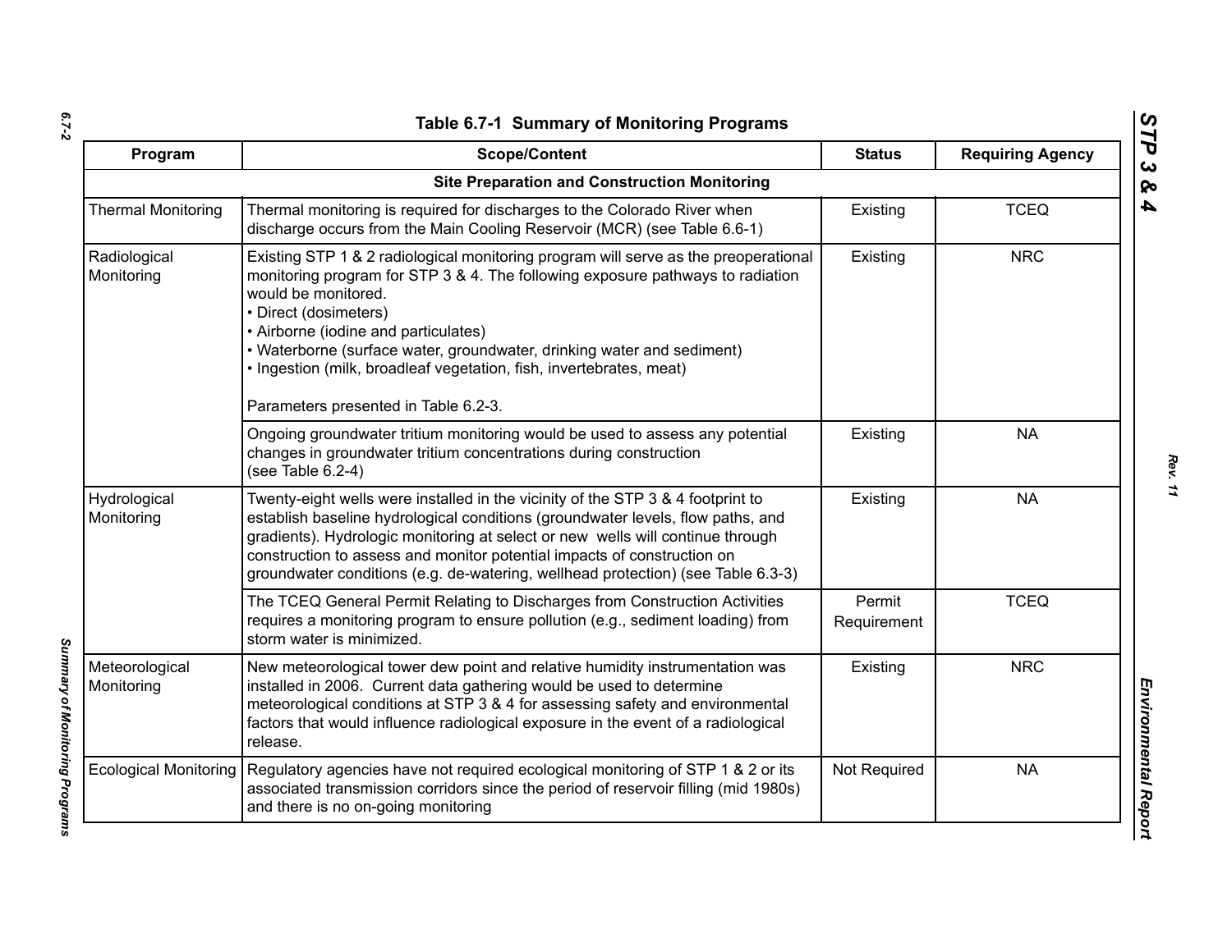**Table 6.7-1 Summary of Monitoring Programs**

| Program | Scope/Content | Status | Requiring Agency |
|---|---|---|---|
| **Site Preparation and Construction Monitoring** | | | |
| Thermal Monitoring | Thermal monitoring is required for discharges to the Colorado River when discharge occurs from the Main Cooling Reservoir (MCR) (see Table 6.6-1) | Existing | TCEQ |
| Radiological Monitoring | Existing STP 1 & 2 radiological monitoring program will serve as the preoperational monitoring program for STP 3 & 4. The following exposure pathways to radiation would be monitored.<br>• Direct (dosimeters)<br>• Airborne (iodine and particulates)<br>• Waterborne (surface water, groundwater, drinking water and sediment)<br>• Ingestion (milk, broadleaf vegetation, fish, invertebrates, meat)<br><br>Parameters presented in Table 6.2-3. | Existing | NRC |
| | Ongoing groundwater tritium monitoring would be used to assess any potential changes in groundwater tritium concentrations during construction (see Table 6.2-4) | Existing | NA |
| Hydrological Monitoring | Twenty-eight wells were installed in the vicinity of the STP 3 & 4 footprint to establish baseline hydrological conditions (groundwater levels, flow paths, and gradients). Hydrologic monitoring at select or new wells will continue through construction to assess and monitor potential impacts of construction on groundwater conditions (e.g. de-watering, wellhead protection) (see Table 6.3-3) | Existing | NA |
| | The TCEQ General Permit Relating to Discharges from Construction Activities requires a monitoring program to ensure pollution (e.g., sediment loading) from storm water is minimized. | Permit Requirement | TCEQ |
| Meteorological Monitoring | New meteorological tower dew point and relative humidity instrumentation was installed in 2006. Current data gathering would be used to determine meteorological conditions at STP 3 & 4 for assessing safety and environmental factors that would influence radiological exposure in the event of a radiological release. | Existing | NRC |
| Ecological Monitoring | Regulatory agencies have not required ecological monitoring of STP 1 & 2 or its associated transmission corridors since the period of reservoir filling (mid 1980s) and there is no on-going monitoring | Not Required | NA |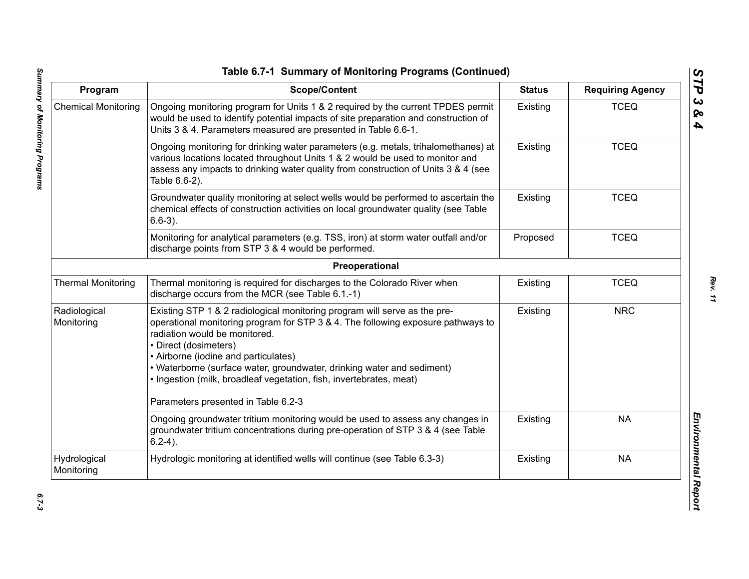## Table 6.7-1 Summary of Monitoring Programs (Continued)

| Program | Scope/Content | Status | Requiring Agency |
|---|---|---|---|
| Chemical Monitoring | Ongoing monitoring program for Units 1 & 2 required by the current TPDES permit would be used to identify potential impacts of site preparation and construction of Units 3 & 4. Parameters measured are presented in Table 6.6-1. | Existing | TCEQ |
| | Ongoing monitoring for drinking water parameters (e.g. metals, trihalomethanes) at various locations located throughout Units 1 & 2 would be used to monitor and assess any impacts to drinking water quality from construction of Units 3 & 4 (see Table 6.6-2). | Existing | TCEQ |
| | Groundwater quality monitoring at select wells would be performed to ascertain the chemical effects of construction activities on local groundwater quality (see Table 6.6-3). | Existing | TCEQ |
| | Monitoring for analytical parameters (e.g. TSS, iron) at storm water outfall and/or discharge points from STP 3 & 4 would be performed. | Proposed | TCEQ |
| | **Preoperational** | | |
| Thermal Monitoring | Thermal monitoring is required for discharges to the Colorado River when discharge occurs from the MCR (see Table 6.1.-1) | Existing | TCEQ |
| Radiological Monitoring | Existing STP 1 & 2 radiological monitoring program will serve as the pre-operational monitoring program for STP 3 & 4. The following exposure pathways to radiation would be monitored.<br>• Direct (dosimeters)<br>• Airborne (iodine and particulates)<br>• Waterborne (surface water, groundwater, drinking water and sediment)<br>• Ingestion (milk, broadleaf vegetation, fish, invertebrates, meat)<br><br>Parameters presented in Table 6.2-3 | Existing | NRC |
| | Ongoing groundwater tritium monitoring would be used to assess any changes in groundwater tritium concentrations during pre-operation of STP 3 & 4 (see Table 6.2-4). | Existing | NA |
| Hydrological Monitoring | Hydrologic monitoring at identified wells will continue (see Table 6.3-3) | Existing | NA |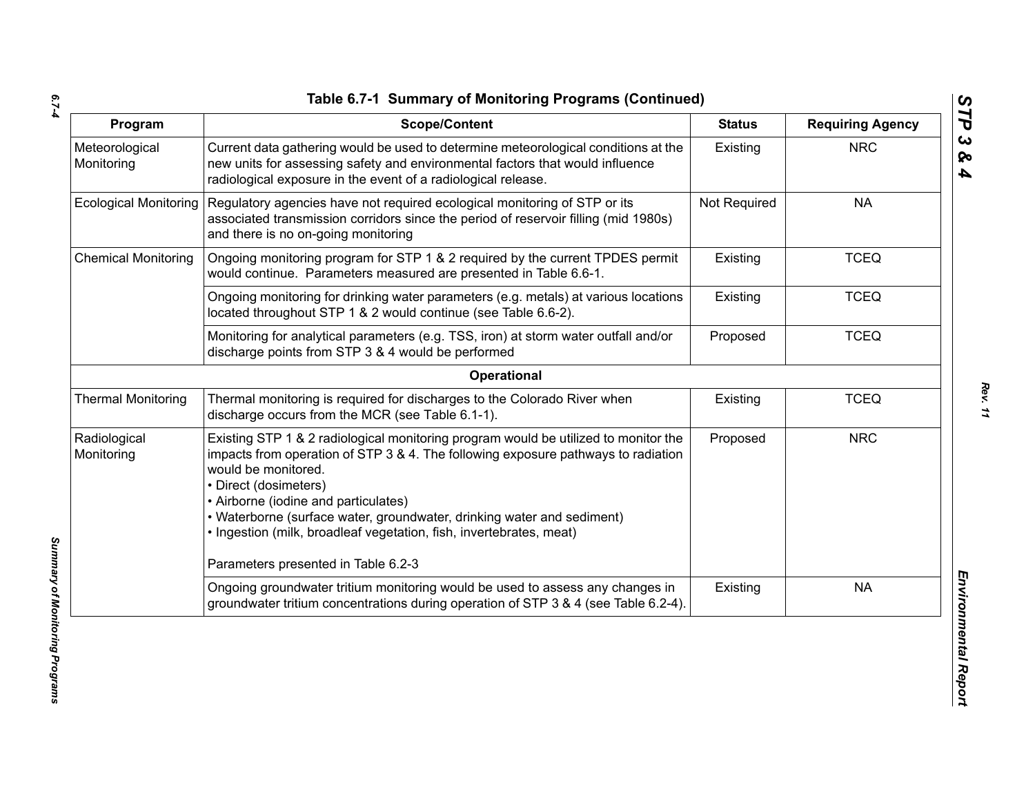# Table 6.7-1 Summary of Monitoring Programs (Continued)

| Program | Scope/Content | Status | Requiring Agency |
|---|---|---|---|
| Meteorological Monitoring | Current data gathering would be used to determine meteorological conditions at the new units for assessing safety and environmental factors that would influence radiological exposure in the event of a radiological release. | Existing | NRC |
| Ecological Monitoring | Regulatory agencies have not required ecological monitoring of STP or its associated transmission corridors since the period of reservoir filling (mid 1980s) and there is no on-going monitoring | Not Required | NA |
| Chemical Monitoring | Ongoing monitoring program for STP 1 & 2 required by the current TPDES permit would continue. Parameters measured are presented in Table 6.6-1. | Existing | TCEQ |
| | Ongoing monitoring for drinking water parameters (e.g. metals) at various locations located throughout STP 1 & 2 would continue (see Table 6.6-2). | Existing | TCEQ |
| | Monitoring for analytical parameters (e.g. TSS, iron) at storm water outfall and/or discharge points from STP 3 & 4 would be performed | Proposed | TCEQ |
| | **Operational** | | |
| Thermal Monitoring | Thermal monitoring is required for discharges to the Colorado River when discharge occurs from the MCR (see Table 6.1-1). | Existing | TCEQ |
| Radiological Monitoring | Existing STP 1 & 2 radiological monitoring program would be utilized to monitor the impacts from operation of STP 3 & 4. The following exposure pathways to radiation would be monitored.<br>• Direct (dosimeters)<br>• Airborne (iodine and particulates)<br>• Waterborne (surface water, groundwater, drinking water and sediment)<br>• Ingestion (milk, broadleaf vegetation, fish, invertebrates, meat)<br><br>Parameters presented in Table 6.2-3 | Proposed | NRC |
| | Ongoing groundwater tritium monitoring would be used to assess any changes in groundwater tritium concentrations during operation of STP 3 & 4 (see Table 6.2-4). | Existing | NA |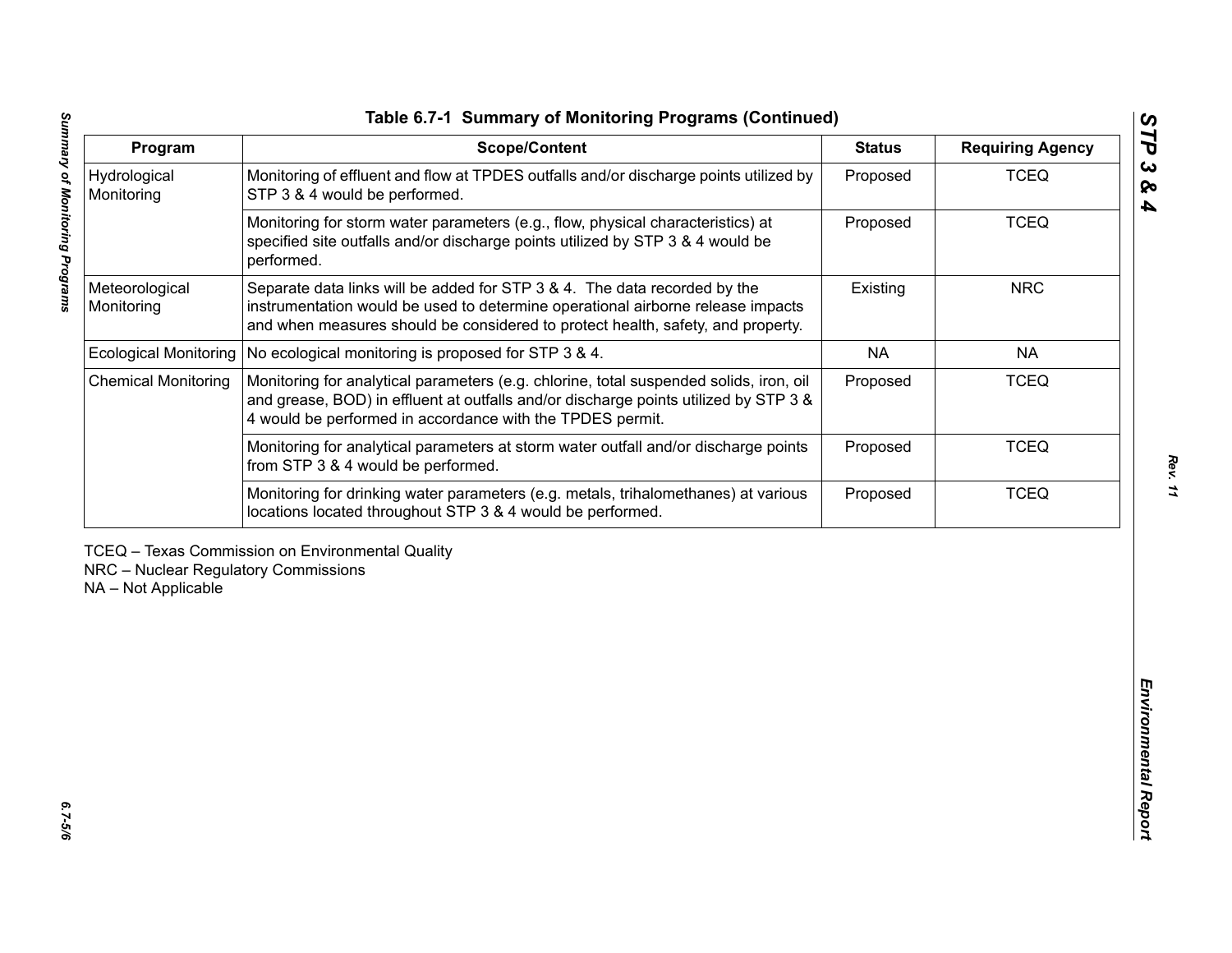## Table 6.7-1 Summary of Monitoring Programs (Continued)

| Program | Scope/Content | Status | Requiring Agency |
|---|---|---|---|
| Hydrological Monitoring | Monitoring of effluent and flow at TPDES outfalls and/or discharge points utilized by STP 3 & 4 would be performed. | Proposed | TCEQ |
| | Monitoring for storm water parameters (e.g., flow, physical characteristics) at specified site outfalls and/or discharge points utilized by STP 3 & 4 would be performed. | Proposed | TCEQ |
| Meteorological Monitoring | Separate data links will be added for STP 3 & 4. The data recorded by the instrumentation would be used to determine operational airborne release impacts and when measures should be considered to protect health, safety, and property. | Existing | NRC |
| Ecological Monitoring | No ecological monitoring is proposed for STP 3 & 4. | NA | NA |
| Chemical Monitoring | Monitoring for analytical parameters (e.g. chlorine, total suspended solids, iron, oil and grease, BOD) in effluent at outfalls and/or discharge points utilized by STP 3 & 4 would be performed in accordance with the TPDES permit. | Proposed | TCEQ |
| | Monitoring for analytical parameters at storm water outfall and/or discharge points from STP 3 & 4 would be performed. | Proposed | TCEQ |
| | Monitoring for drinking water parameters (e.g. metals, trihalomethanes) at various locations located throughout STP 3 & 4 would be performed. | Proposed | TCEQ |

TCEQ – Texas Commission on Environmental Quality
NRC – Nuclear Regulatory Commissions
NA – Not Applicable